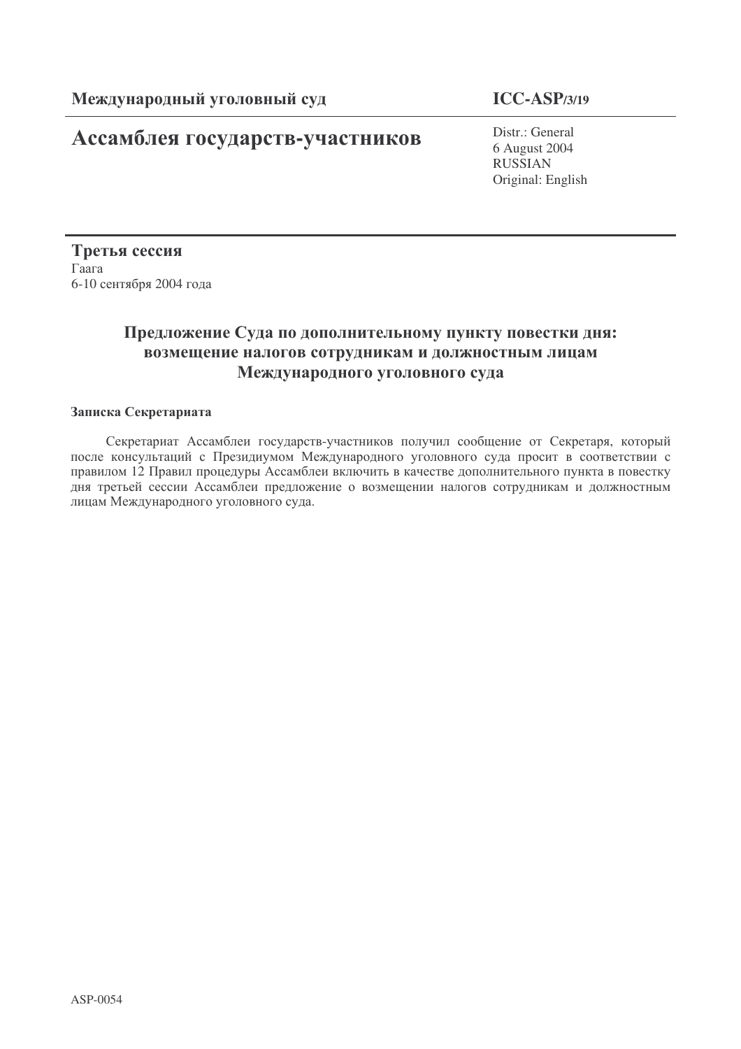**Международный уголовный суд**

**ICC-ASP/3/19**

# Ассамблея государств-участников

Distr.: General
6 August 2004
RUSSIAN
Original: English

**Третья сессия**
Гаага
6-10 сентября 2004 года

## Предложение Суда по дополнительному пункту повестки дня: возмещение налогов сотрудникам и должностным лицам Международного уголовного суда

**Записка Секретариата**

Секретариат Ассамблеи государств-участников получил сообщение от Секретаря, который после консультаций с Президиумом Международного уголовного суда просит в соответствии с правилом 12 Правил процедуры Ассамблеи включить в качестве дополнительного пункта в повестку дня третьей сессии Ассамблеи предложение о возмещении налогов сотрудникам и должностным лицам Международного уголовного суда.

ASP-0054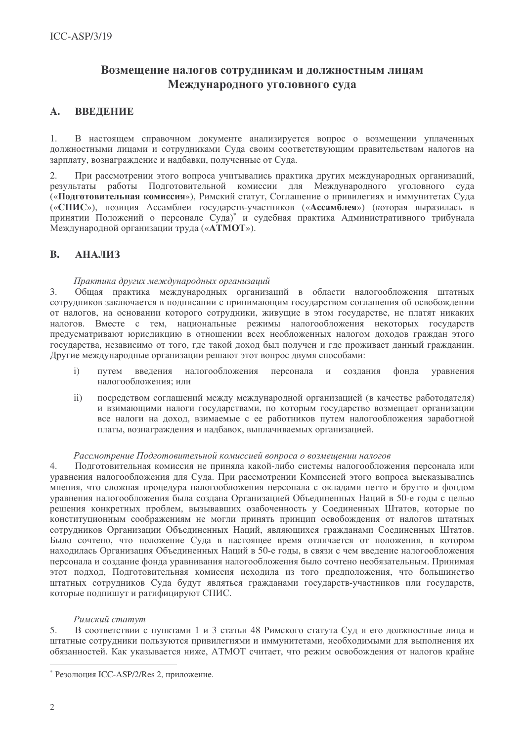# Возмещение налогов сотрудникам и должностным лицам Международного уголовного суда

## A. ВВЕДЕНИЕ

1. В настоящем справочном документе анализируется вопрос о возмещении уплаченных должностными лицами и сотрудниками Суда своим соответствующим правительствам налогов на зарплату, вознаграждение и надбавки, полученные от Суда.

2. При рассмотрении этого вопроса учитывались практика других международных организаций, результаты работы Подготовительной комиссии для Международного уголовного суда («**Подготовительная комиссия**»), Римский статут, Соглашение о привилегиях и иммунитетах Суда («**СПИС**»), позиция Ассамблеи государств-участников («**Ассамблея**») (которая выразилась в принятии Положений о персонале Суда)* и судебная практика Административного трибунала Международной организации труда («**АТМОТ**»).

## B. АНАЛИЗ

*Практика других международных организаций*

3. Общая практика международных организаций в области налогообложения штатных сотрудников заключается в подписании с принимающим государством соглашения об освобождении от налогов, на основании которого сотрудники, живущие в этом государстве, не платят никаких налогов. Вместе с тем, национальные режимы налогообложения некоторых государств предусматривают юрисдикцию в отношении всех необложенных налогом доходов граждан этого государства, независимо от того, где такой доход был получен и где проживает данный гражданин. Другие международные организации решают этот вопрос двумя способами:

   i) путем введения налогообложения персонала и создания фонда уравнения налогообложения; или

   ii) посредством соглашений между международной организацией (в качестве работодателя) и взимающими налоги государствами, по которым государство возмещает организации все налоги на доход, взимаемые с ее работников путем налогообложения заработной платы, вознаграждения и надбавок, выплачиваемых организацией.

*Рассмотрение Подготовительной комиссией вопроса о возмещении налогов*

4. Подготовительная комиссия не приняла какой-либо системы налогообложения персонала или уравнения налогообложения для Суда. При рассмотрении Комиссией этого вопроса высказывались мнения, что сложная процедура налогообложения персонала с окладами нетто и брутто и фондом уравнения налогообложения была создана Организацией Объединенных Наций в 50-е годы с целью решения конкретных проблем, вызывавших озабоченность у Соединенных Штатов, которые по конституционным соображениям не могли принять принцип освобождения от налогов штатных сотрудников Организации Объединенных Наций, являющихся гражданами Соединенных Штатов. Было сочтено, что положение Суда в настоящее время отличается от положения, в котором находилась Организация Объединенных Наций в 50-е годы, в связи с чем введение налогообложения персонала и создание фонда уравнивания налогообложения было сочтено необязательным. Принимая этот подход, Подготовительная комиссия исходила из того предположения, что большинство штатных сотрудников Суда будут являться гражданами государств-участников или государств, которые подпишут и ратифицируют СПИС.

*Римский статут*

5. В соответствии с пунктами 1 и 3 статьи 48 Римского статута Суд и его должностные лица и штатные сотрудники пользуются привилегиями и иммунитетами, необходимыми для выполнения их обязанностей. Как указывается ниже, АТМОТ считает, что режим освобождения от налогов крайне

---

* Резолюция ICC-ASP/2/Res 2, приложение.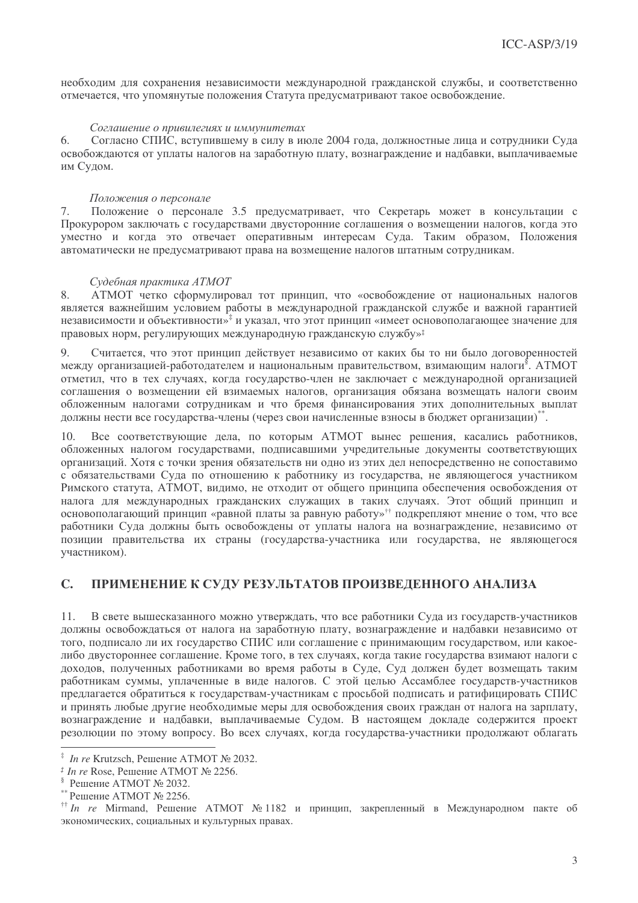необходим для сохранения независимости международной гражданской службы, и соответственно отмечается, что упомянутые положения Статута предусматривают такое освобождение.

*Соглашение о привилегиях и иммунитетах*

6. Согласно СПИС, вступившему в силу в июле 2004 года, должностные лица и сотрудники Суда освобождаются от уплаты налогов на заработную плату, вознаграждение и надбавки, выплачиваемые им Судом.

*Положения о персонале*

7. Положение о персонале 3.5 предусматривает, что Секретарь может в консультации с Прокурором заключать с государствами двусторонние соглашения о возмещении налогов, когда это уместно и когда это отвечает оперативным интересам Суда. Таким образом, Положения автоматически не предусматривают права на возмещение налогов штатным сотрудникам.

*Судебная практика АТМОТ*

8. АТМОТ четко сформулировал тот принцип, что «освобождение от национальных налогов является важнейшим условием работы в международной гражданской службе и важной гарантией независимости и объективности»[‡] и указал, что этот принцип «имеет основополагающее значение для правовых норм, регулирующих международную гражданскую службу»[‡]

9. Считается, что этот принцип действует независимо от каких бы то ни было договоренностей между организацией-работодателем и национальным правительством, взимающим налоги[§]. АТМОТ отметил, что в тех случаях, когда государство-член не заключает с международной организацией соглашения о возмещении ей взимаемых налогов, организация обязана возмещать налоги своим обложенным налогами сотрудникам и что бремя финансирования этих дополнительных выплат должны нести все государства-члены (через свои начисленные взносы в бюджет организации)[**].

10. Все соответствующие дела, по которым АТМОТ вынес решения, касались работников, обложенных налогом государствами, подписавшими учредительные документы соответствующих организаций. Хотя с точки зрения обязательств ни одно из этих дел непосредственно не сопоставимо с обязательствами Суда по отношению к работнику из государства, не являющегося участником Римского статута, АТМОТ, видимо, не отходит от общего принципа обеспечения освобождения от налога для международных гражданских служащих в таких случаях. Этот общий принцип и основополагающий принцип «равной платы за равную работу»[††] подкрепляют мнение о том, что все работники Суда должны быть освобождены от уплаты налога на вознаграждение, независимо от позиции правительства их страны (государства-участника или государства, не являющегося участником).

## C. ПРИМЕНЕНИЕ К СУДУ РЕЗУЛЬТАТОВ ПРОИЗВЕДЕННОГО АНАЛИЗА

11. В свете вышесказанного можно утверждать, что все работники Суда из государств-участников должны освобождаться от налога на заработную плату, вознаграждение и надбавки независимо от того, подписало ли их государство СПИС или соглашение с принимающим государством, или какое-либо двустороннее соглашение. Кроме того, в тех случаях, когда такие государства взимают налоги с доходов, полученных работниками во время работы в Суде, Суд должен будет возмещать таким работникам суммы, уплаченные в виде налогов. С этой целью Ассамблее государств-участников предлагается обратиться к государствам-участникам с просьбой подписать и ратифицировать СПИС и принять любые другие необходимые меры для освобождения своих граждан от налога на зарплату, вознаграждение и надбавки, выплачиваемые Судом. В настоящем докладе содержится проект резолюции по этому вопросу. Во всех случаях, когда государства-участники продолжают облагать

---

[‡] *In re* Krutzsch, Решение АТМОТ № 2032.

[‡] *In re* Rose, Решение АТМОТ № 2256.

[§] Решение АТМОТ № 2032.

[**] Решение АТМОТ № 2256.

[††] *In re* Mirmand, Решение АТМОТ № 1182 и принцип, закрепленный в Международном пакте об экономических, социальных и культурных правах.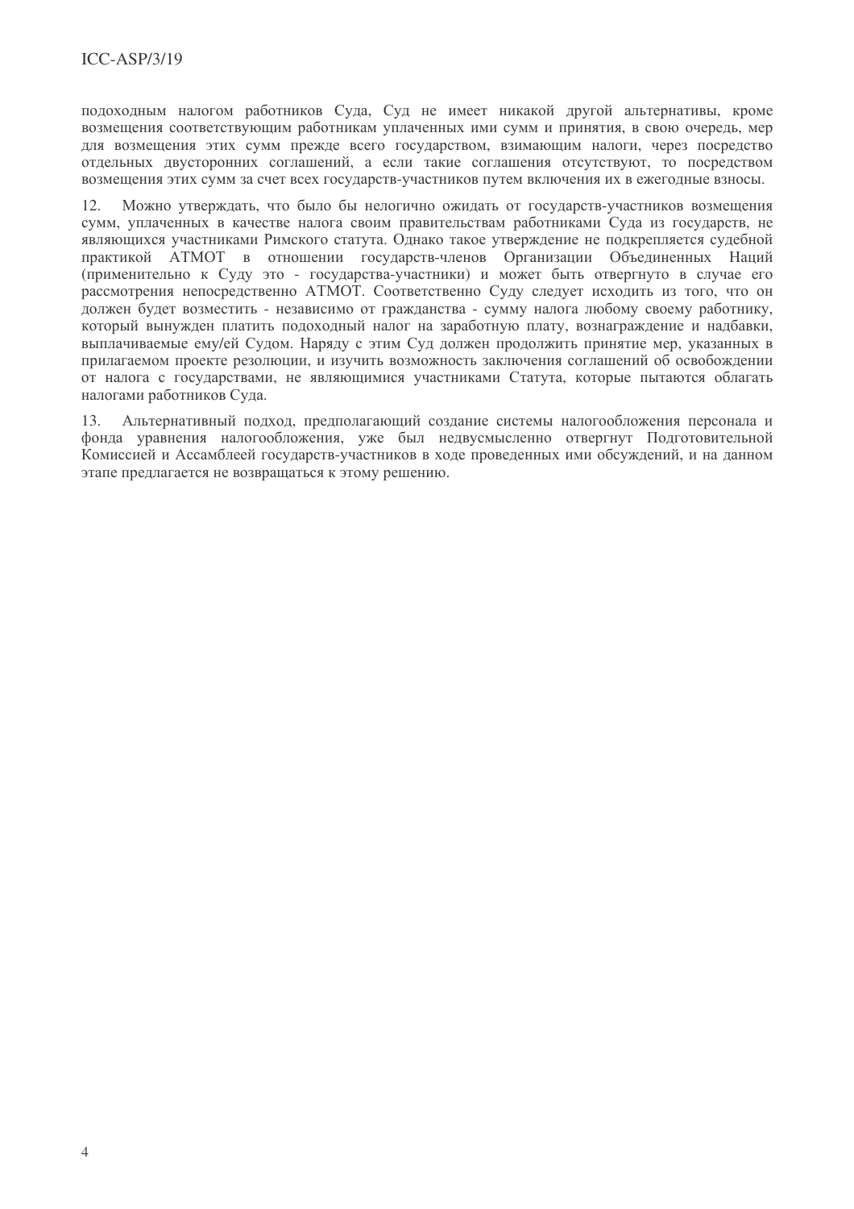подоходным налогом работников Суда, Суд не имеет никакой другой альтернативы, кроме возмещения соответствующим работникам уплаченных ими сумм и принятия, в свою очередь, мер для возмещения этих сумм прежде всего государством, взимающим налоги, через посредство отдельных двусторонних соглашений, а если такие соглашения отсутствуют, то посредством возмещения этих сумм за счет всех государств-участников путем включения их в ежегодные взносы.

12. Можно утверждать, что было бы нелогично ожидать от государств-участников возмещения сумм, уплаченных в качестве налога своим правительствам работниками Суда из государств, не являющихся участниками Римского статута. Однако такое утверждение не подкрепляется судебной практикой АТМОТ в отношении государств-членов Организации Объединенных Наций (применительно к Суду это - государства-участники) и может быть отвергнуто в случае его рассмотрения непосредственно АТМОТ. Соответственно Суду следует исходить из того, что он должен будет возместить - независимо от гражданства - сумму налога любому своему работнику, который вынужден платить подоходный налог на заработную плату, вознаграждение и надбавки, выплачиваемые ему/ей Судом. Наряду с этим Суд должен продолжить принятие мер, указанных в прилагаемом проекте резолюции, и изучить возможность заключения соглашений об освобождении от налога с государствами, не являющимися участниками Статута, которые пытаются облагать налогами работников Суда.

13. Альтернативный подход, предполагающий создание системы налогообложения персонала и фонда уравнения налогообложения, уже был недвусмысленно отвергнут Подготовительной Комиссией и Ассамблеей государств-участников в ходе проведенных ими обсуждений, и на данном этапе предлагается не возвращаться к этому решению.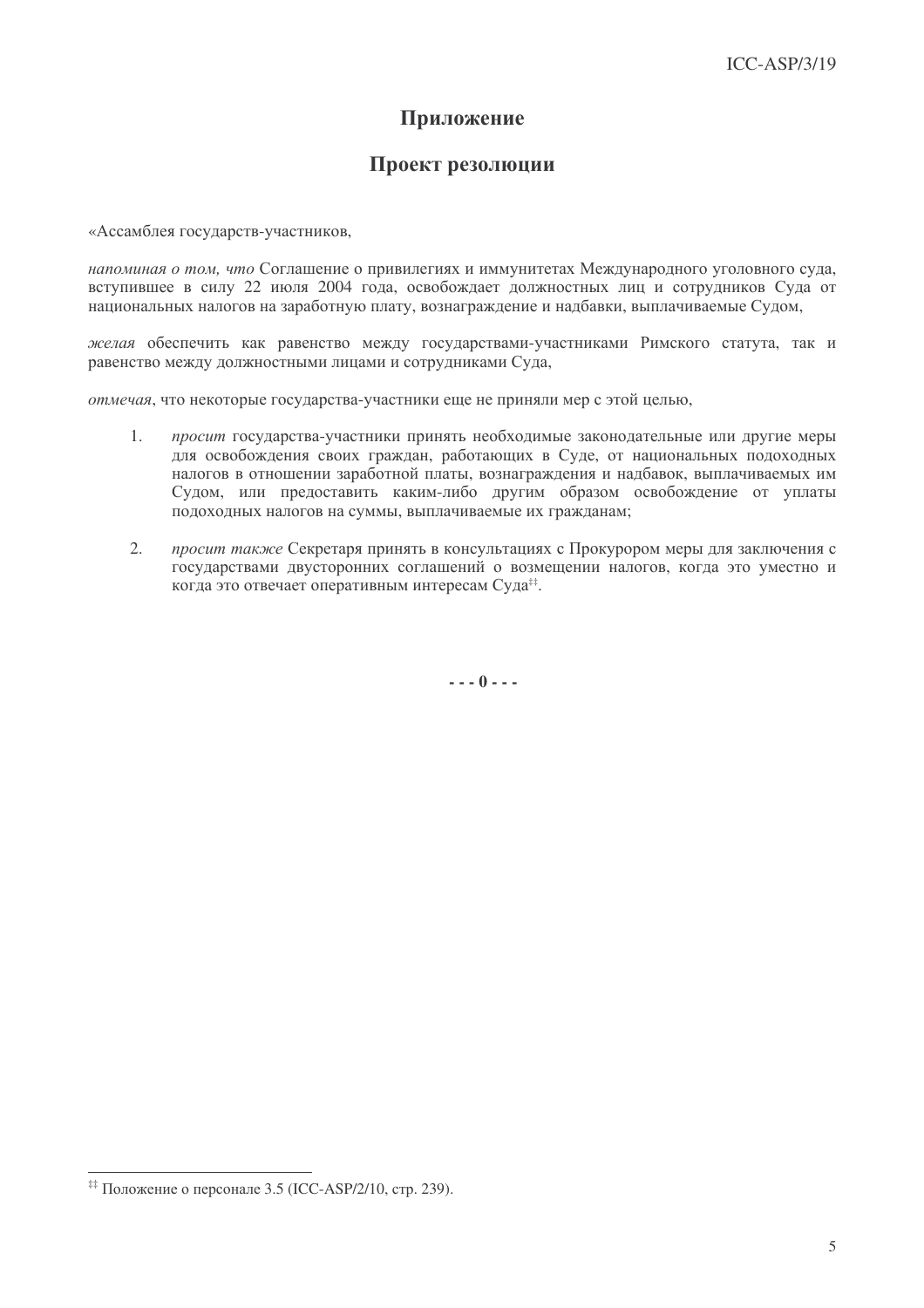# Приложение

## Проект резолюции

«Ассамблея государств-участников,

*напоминая о том, что* Соглашение о привилегиях и иммунитетах Международного уголовного суда, вступившее в силу 22 июля 2004 года, освобождает должностных лиц и сотрудников Суда от национальных налогов на заработную плату, вознаграждение и надбавки, выплачиваемые Судом,

*желая* обеспечить как равенство между государствами-участниками Римского статута, так и равенство между должностными лицами и сотрудниками Суда,

*отмечая*, что некоторые государства-участники еще не приняли мер с этой целью,

1. *просит* государства-участники принять необходимые законодательные или другие меры для освобождения своих граждан, работающих в Суде, от национальных подоходных налогов в отношении заработной платы, вознаграждения и надбавок, выплачиваемых им Судом, или предоставить каким-либо другим образом освобождение от уплаты подоходных налогов на суммы, выплачиваемые их гражданам;

2. *просит также* Секретаря принять в консультациях с Прокурором меры для заключения с государствами двусторонних соглашений о возмещении налогов, когда это уместно и когда это отвечает оперативным интересам Суда[‡‡].

- - - 0 - - -

[‡‡] Положение о персонале 3.5 (ICC-ASP/2/10, стр. 239).